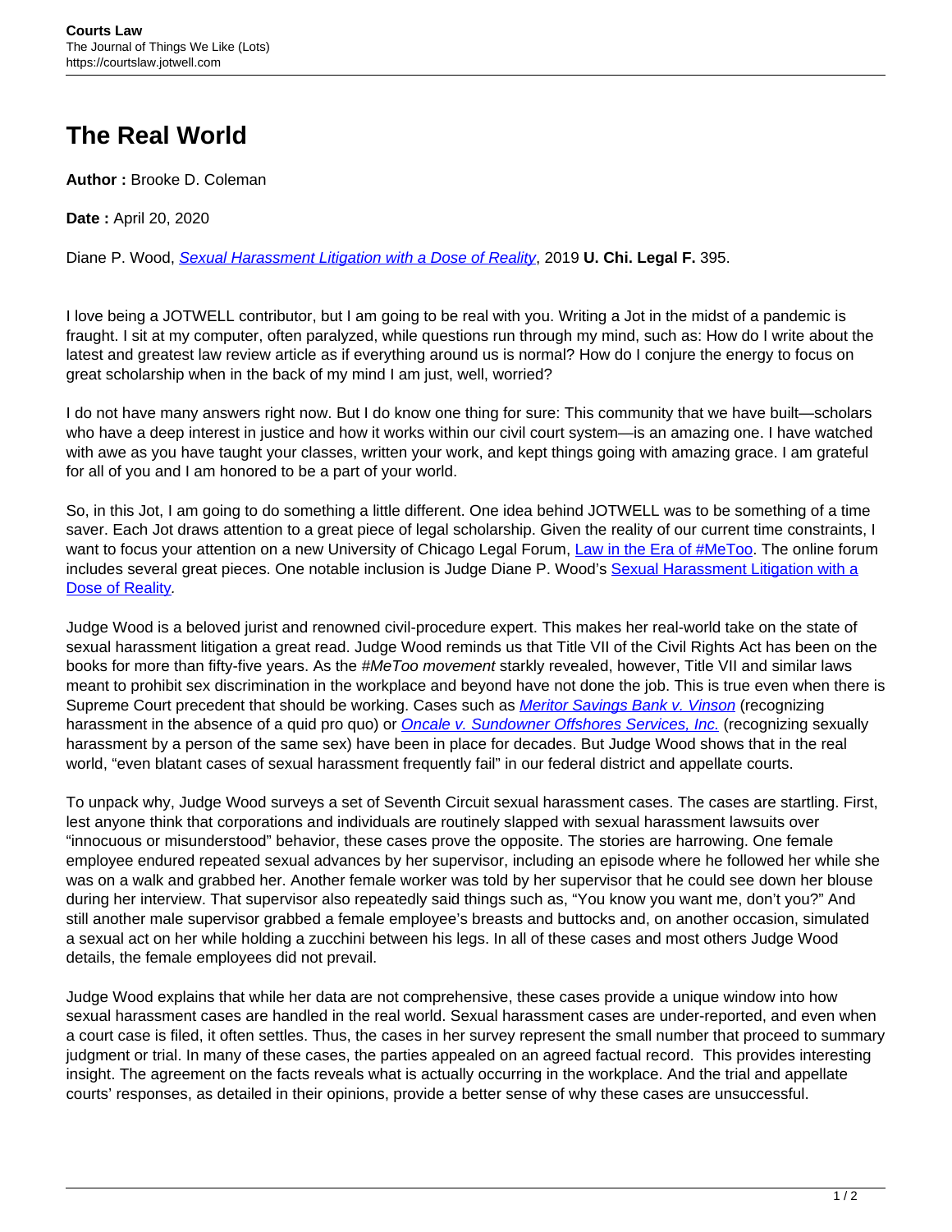# The Real World

**Author :** Brooke D. Coleman

**Date :** April 20, 2020

Diane P. Wood, *Sexual Harassment Litigation with a Dose of Reality*, 2019 **U. Chi. Legal F.** 395.

I love being a JOTWELL contributor, but I am going to be real with you. Writing a Jot in the midst of a pandemic is fraught. I sit at my computer, often paralyzed, while questions run through my mind, such as: How do I write about the latest and greatest law review article as if everything around us is normal? How do I conjure the energy to focus on great scholarship when in the back of my mind I am just, well, worried?

I do not have many answers right now. But I do know one thing for sure: This community that we have built—scholars who have a deep interest in justice and how it works within our civil court system—is an amazing one. I have watched with awe as you have taught your classes, written your work, and kept things going with amazing grace. I am grateful for all of you and I am honored to be a part of your world.

So, in this Jot, I am going to do something a little different. One idea behind JOTWELL was to be something of a time saver. Each Jot draws attention to a great piece of legal scholarship. Given the reality of our current time constraints, I want to focus your attention on a new University of Chicago Legal Forum, Law in the Era of #MeToo. The online forum includes several great pieces. One notable inclusion is Judge Diane P. Wood's Sexual Harassment Litigation with a Dose of Reality.

Judge Wood is a beloved jurist and renowned civil-procedure expert. This makes her real-world take on the state of sexual harassment litigation a great read. Judge Wood reminds us that Title VII of the Civil Rights Act has been on the books for more than fifty-five years. As the *#MeToo movement* starkly revealed, however, Title VII and similar laws meant to prohibit sex discrimination in the workplace and beyond have not done the job. This is true even when there is Supreme Court precedent that should be working. Cases such as *Meritor Savings Bank v. Vinson* (recognizing harassment in the absence of a quid pro quo) or *Oncale v. Sundowner Offshores Services, Inc.* (recognizing sexually harassment by a person of the same sex) have been in place for decades. But Judge Wood shows that in the real world, "even blatant cases of sexual harassment frequently fail" in our federal district and appellate courts.

To unpack why, Judge Wood surveys a set of Seventh Circuit sexual harassment cases. The cases are startling. First, lest anyone think that corporations and individuals are routinely slapped with sexual harassment lawsuits over "innocuous or misunderstood" behavior, these cases prove the opposite. The stories are harrowing. One female employee endured repeated sexual advances by her supervisor, including an episode where he followed her while she was on a walk and grabbed her. Another female worker was told by her supervisor that he could see down her blouse during her interview. That supervisor also repeatedly said things such as, "You know you want me, don't you?" And still another male supervisor grabbed a female employee's breasts and buttocks and, on another occasion, simulated a sexual act on her while holding a zucchini between his legs. In all of these cases and most others Judge Wood details, the female employees did not prevail.

Judge Wood explains that while her data are not comprehensive, these cases provide a unique window into how sexual harassment cases are handled in the real world. Sexual harassment cases are under-reported, and even when a court case is filed, it often settles. Thus, the cases in her survey represent the small number that proceed to summary judgment or trial. In many of these cases, the parties appealed on an agreed factual record. This provides interesting insight. The agreement on the facts reveals what is actually occurring in the workplace. And the trial and appellate courts' responses, as detailed in their opinions, provide a better sense of why these cases are unsuccessful.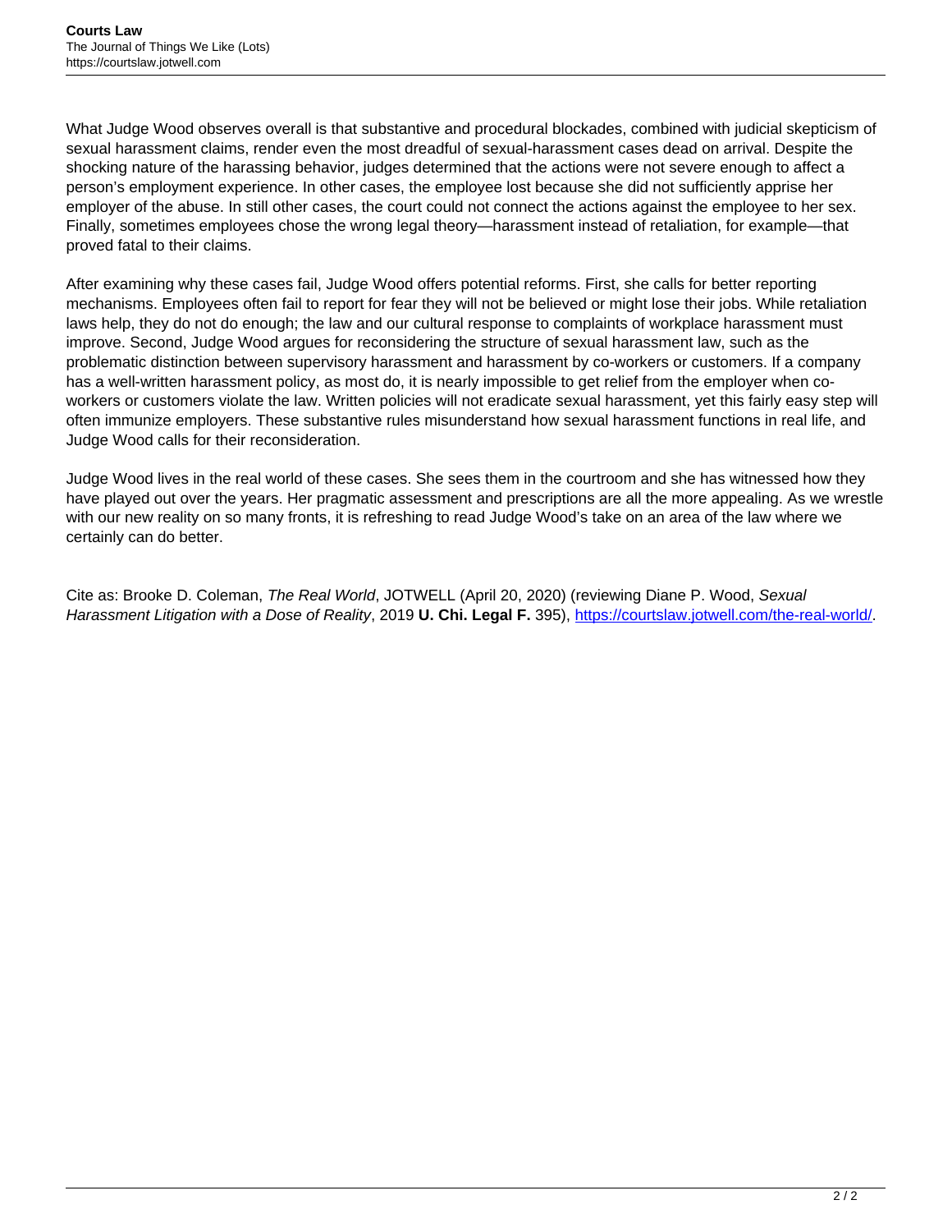What Judge Wood observes overall is that substantive and procedural blockades, combined with judicial skepticism of sexual harassment claims, render even the most dreadful of sexual-harassment cases dead on arrival. Despite the shocking nature of the harassing behavior, judges determined that the actions were not severe enough to affect a person's employment experience. In other cases, the employee lost because she did not sufficiently apprise her employer of the abuse. In still other cases, the court could not connect the actions against the employee to her sex. Finally, sometimes employees chose the wrong legal theory—harassment instead of retaliation, for example—that proved fatal to their claims.

After examining why these cases fail, Judge Wood offers potential reforms. First, she calls for better reporting mechanisms. Employees often fail to report for fear they will not be believed or might lose their jobs. While retaliation laws help, they do not do enough; the law and our cultural response to complaints of workplace harassment must improve. Second, Judge Wood argues for reconsidering the structure of sexual harassment law, such as the problematic distinction between supervisory harassment and harassment by co-workers or customers. If a company has a well-written harassment policy, as most do, it is nearly impossible to get relief from the employer when co-workers or customers violate the law. Written policies will not eradicate sexual harassment, yet this fairly easy step will often immunize employers. These substantive rules misunderstand how sexual harassment functions in real life, and Judge Wood calls for their reconsideration.

Judge Wood lives in the real world of these cases. She sees them in the courtroom and she has witnessed how they have played out over the years. Her pragmatic assessment and prescriptions are all the more appealing. As we wrestle with our new reality on so many fronts, it is refreshing to read Judge Wood's take on an area of the law where we certainly can do better.

Cite as: Brooke D. Coleman, *The Real World*, JOTWELL (April 20, 2020) (reviewing Diane P. Wood, *Sexual Harassment Litigation with a Dose of Reality*, 2019 **U. Chi. Legal F.** 395), https://courtslaw.jotwell.com/the-real-world/.